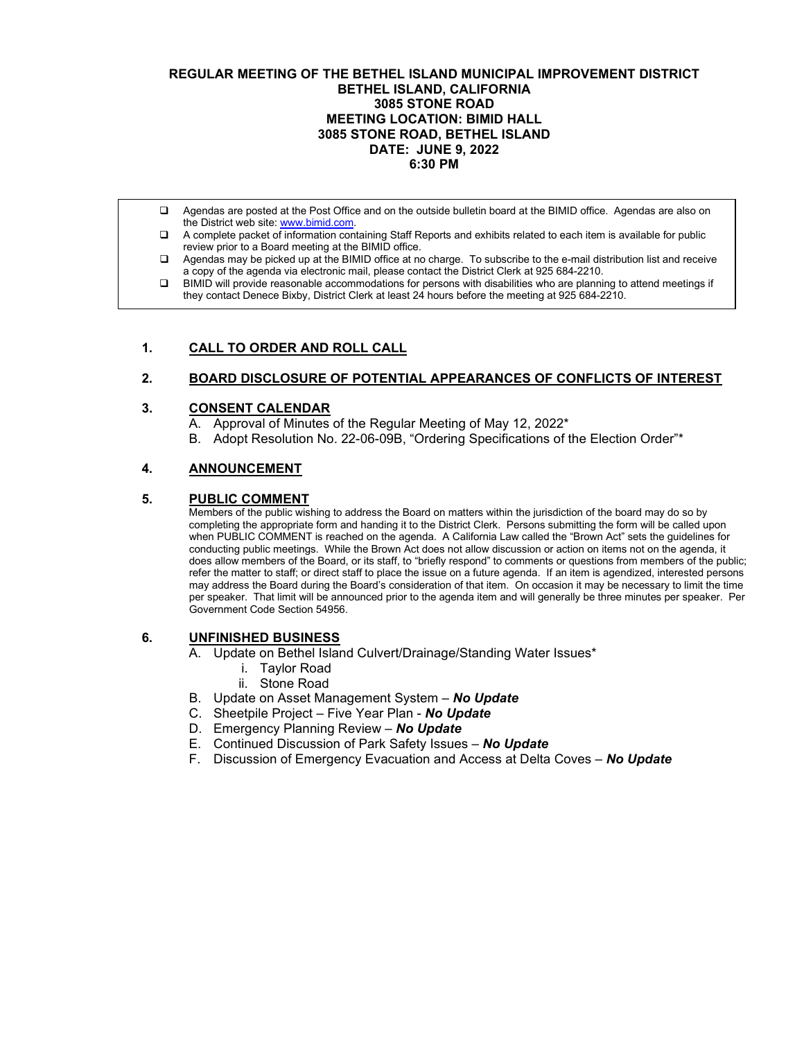**REGULAR MEETING OF THE BETHEL ISLAND MUNICIPAL IMPROVEMENT DISTRICT**
**BETHEL ISLAND, CALIFORNIA**
**3085 STONE ROAD**
**MEETING LOCATION: BIMID HALL**
**3085 STONE ROAD, BETHEL ISLAND**
**DATE: JUNE 9, 2022**
**6:30 PM**

- ❑ Agendas are posted at the Post Office and on the outside bulletin board at the BIMID office. Agendas are also on the District web site: www.bimid.com.
- ❑ A complete packet of information containing Staff Reports and exhibits related to each item is available for public review prior to a Board meeting at the BIMID office.
- ❑ Agendas may be picked up at the BIMID office at no charge. To subscribe to the e-mail distribution list and receive a copy of the agenda via electronic mail, please contact the District Clerk at 925 684-2210.
- ❑ BIMID will provide reasonable accommodations for persons with disabilities who are planning to attend meetings if they contact Denece Bixby, District Clerk at least 24 hours before the meeting at 925 684-2210.

## 1. CALL TO ORDER AND ROLL CALL

## 2. BOARD DISCLOSURE OF POTENTIAL APPEARANCES OF CONFLICTS OF INTEREST

## 3. CONSENT CALENDAR

A. Approval of Minutes of the Regular Meeting of May 12, 2022*

B. Adopt Resolution No. 22-06-09B, "Ordering Specifications of the Election Order"*

## 4. ANNOUNCEMENT

## 5. PUBLIC COMMENT

Members of the public wishing to address the Board on matters within the jurisdiction of the board may do so by completing the appropriate form and handing it to the District Clerk. Persons submitting the form will be called upon when PUBLIC COMMENT is reached on the agenda. A California Law called the "Brown Act" sets the guidelines for conducting public meetings. While the Brown Act does not allow discussion or action on items not on the agenda, it does allow members of the Board, or its staff, to "briefly respond" to comments or questions from members of the public; refer the matter to staff; or direct staff to place the issue on a future agenda. If an item is agendized, interested persons may address the Board during the Board's consideration of that item. On occasion it may be necessary to limit the time per speaker. That limit will be announced prior to the agenda item and will generally be three minutes per speaker. Per Government Code Section 54956.

## 6. UNFINISHED BUSINESS

A. Update on Bethel Island Culvert/Drainage/Standing Water Issues*

  i. Taylor Road

  ii. Stone Road

B. Update on Asset Management System – ***No Update***

C. Sheetpile Project – Five Year Plan - ***No Update***

D. Emergency Planning Review – ***No Update***

E. Continued Discussion of Park Safety Issues – ***No Update***

F. Discussion of Emergency Evacuation and Access at Delta Coves – ***No Update***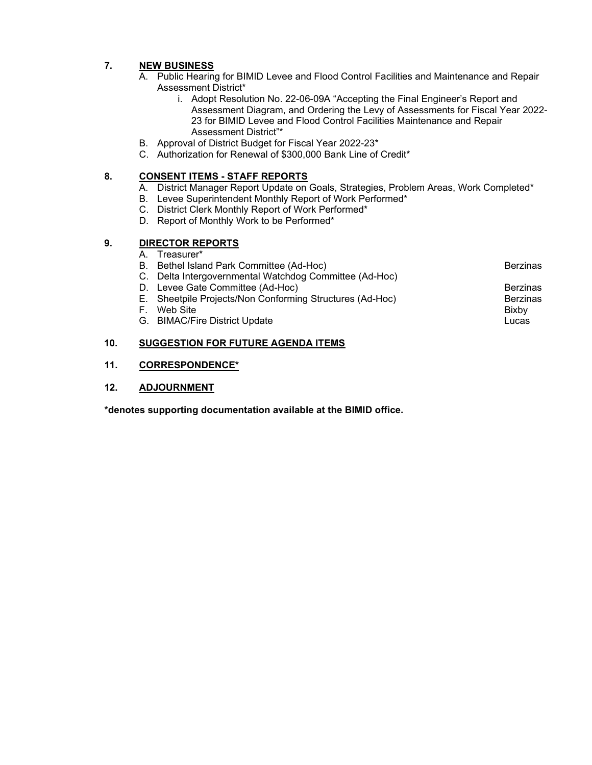**7. NEW BUSINESS**

A. Public Hearing for BIMID Levee and Flood Control Facilities and Maintenance and Repair Assessment District*
   i. Adopt Resolution No. 22-06-09A "Accepting the Final Engineer's Report and Assessment Diagram, and Ordering the Levy of Assessments for Fiscal Year 2022-23 for BIMID Levee and Flood Control Facilities Maintenance and Repair Assessment District"*

B. Approval of District Budget for Fiscal Year 2022-23*

C. Authorization for Renewal of $300,000 Bank Line of Credit*

**8. CONSENT ITEMS - STAFF REPORTS**

A. District Manager Report Update on Goals, Strategies, Problem Areas, Work Completed*

B. Levee Superintendent Monthly Report of Work Performed*

C. District Clerk Monthly Report of Work Performed*

D. Report of Monthly Work to be Performed*

**9. DIRECTOR REPORTS**

| | |
|---|---|
| A. Treasurer* | |
| B. Bethel Island Park Committee (Ad-Hoc) | Berzinas |
| C. Delta Intergovernmental Watchdog Committee (Ad-Hoc) | |
| D. Levee Gate Committee (Ad-Hoc) | Berzinas |
| E. Sheetpile Projects/Non Conforming Structures (Ad-Hoc) | Berzinas |
| F. Web Site | Bixby |
| G. BIMAC/Fire District Update | Lucas |

**10. SUGGESTION FOR FUTURE AGENDA ITEMS**

**11. CORRESPONDENCE***

**12. ADJOURNMENT**

**\*denotes supporting documentation available at the BIMID office.**